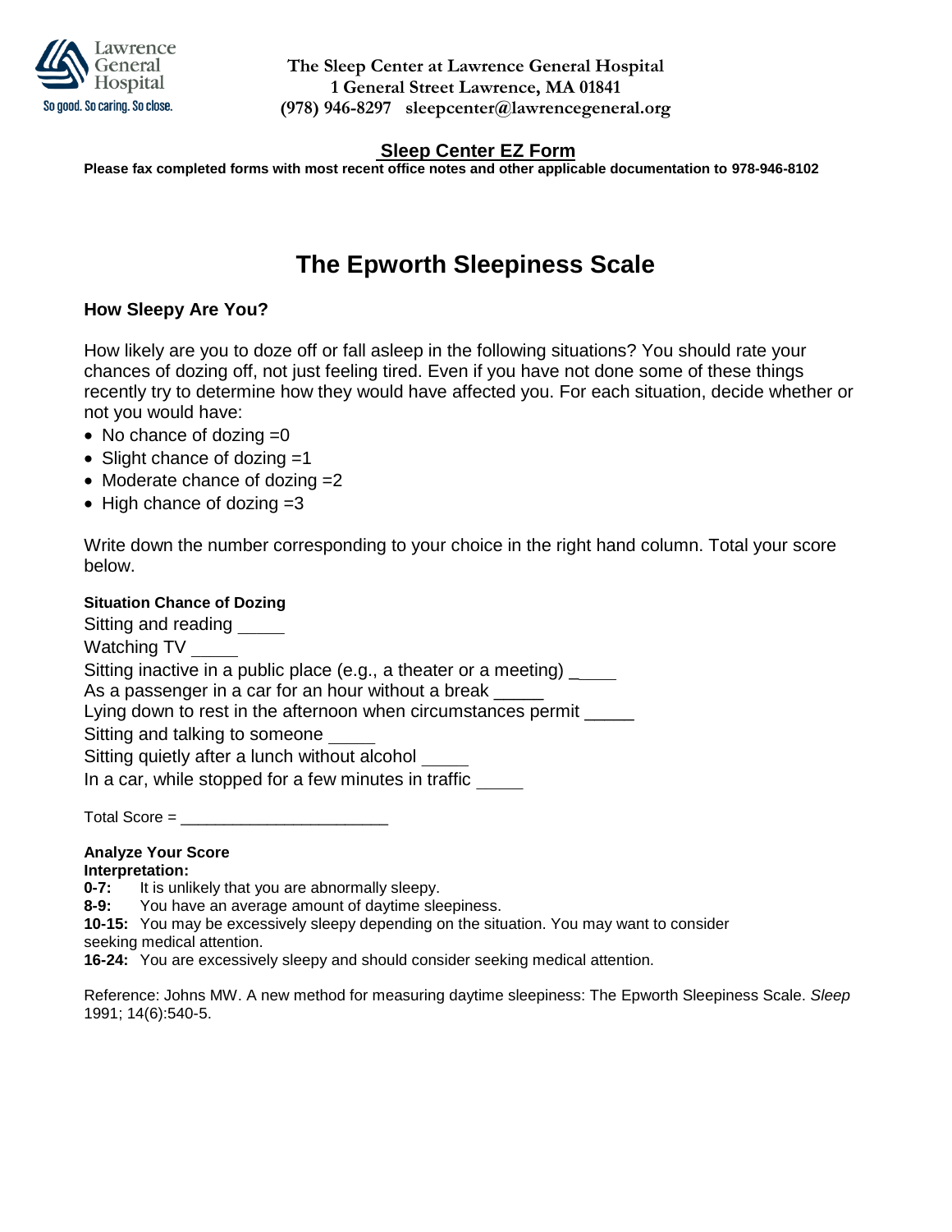Lawrence General Hospital
So good. So caring. So close.

**The Sleep Center at Lawrence General Hospital**
**1 General Street Lawrence, MA 01841**
**(978) 946-8297 sleepcenter@lawrencegeneral.org**

## Sleep Center EZ Form

**Please fax completed forms with most recent office notes and other applicable documentation to 978-946-8102**

# The Epworth Sleepiness Scale

### How Sleepy Are You?

How likely are you to doze off or fall asleep in the following situations? You should rate your chances of dozing off, not just feeling tired. Even if you have not done some of these things recently try to determine how they would have affected you. For each situation, decide whether or not you would have:

- No chance of dozing =0
- Slight chance of dozing =1
- Moderate chance of dozing =2
- High chance of dozing =3

Write down the number corresponding to your choice in the right hand column. Total your score below.

**Situation Chance of Dozing**

Sitting and reading _____
Watching TV _____
Sitting inactive in a public place (e.g., a theater or a meeting) _____
As a passenger in a car for an hour without a break _____
Lying down to rest in the afternoon when circumstances permit _____
Sitting and talking to someone _____
Sitting quietly after a lunch without alcohol _____
In a car, while stopped for a few minutes in traffic _____

Total Score = ________________________

**Analyze Your Score**
**Interpretation:**

**0-7:** It is unlikely that you are abnormally sleepy.
**8-9:** You have an average amount of daytime sleepiness.
**10-15:** You may be excessively sleepy depending on the situation. You may want to consider seeking medical attention.
**16-24:** You are excessively sleepy and should consider seeking medical attention.

Reference: Johns MW. A new method for measuring daytime sleepiness: The Epworth Sleepiness Scale. *Sleep* 1991; 14(6):540-5.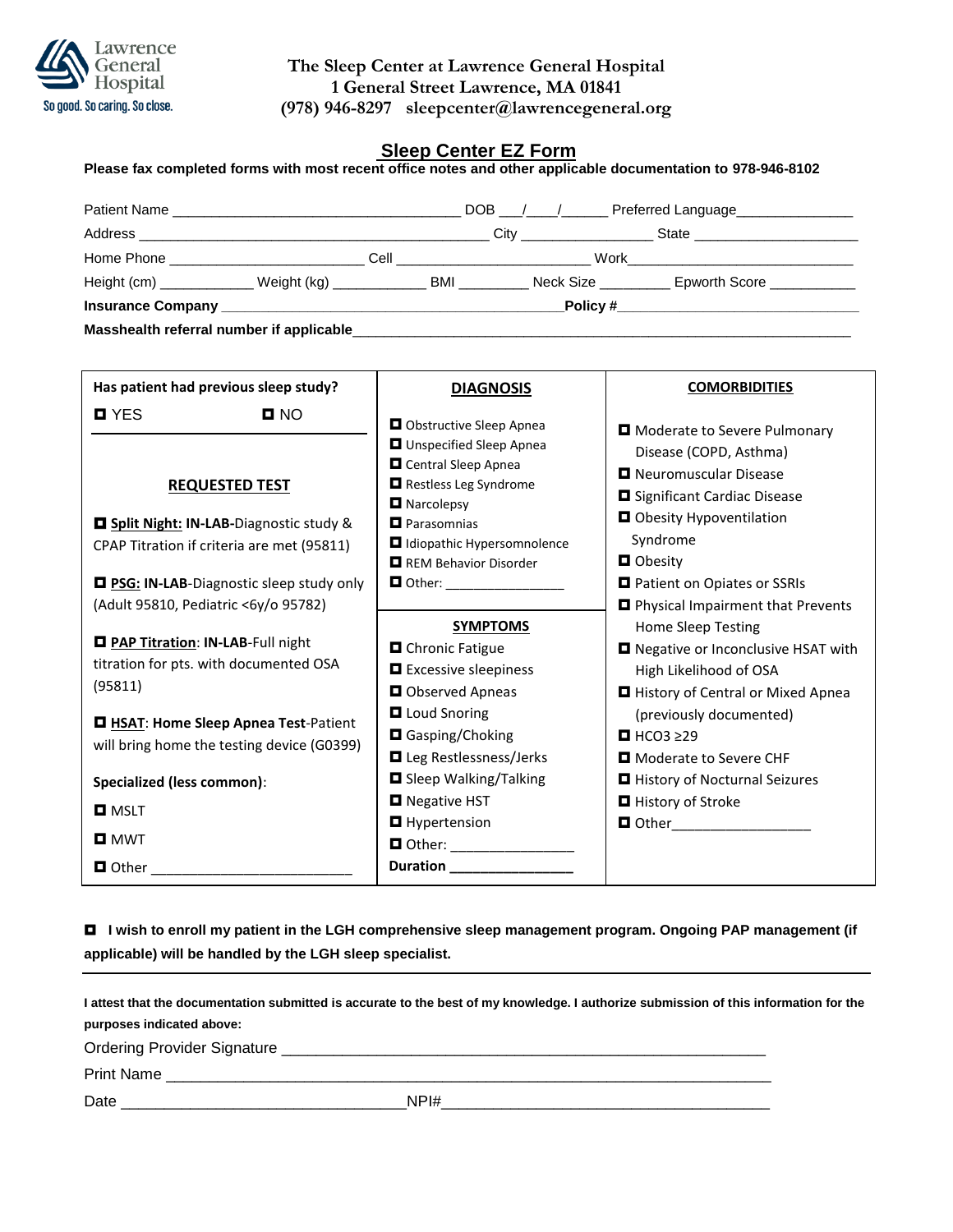Lawrence General Hospital
So good. So caring. So close.

**The Sleep Center at Lawrence General Hospital**
**1 General Street Lawrence, MA 01841**
**(978) 946-8297 sleepcenter@lawrencegeneral.org**

# Sleep Center EZ Form

**Please fax completed forms with most recent office notes and other applicable documentation to 978-946-8102**

Patient Name ___________________________________ DOB ___/____/______ Preferred Language______________

Address _____________________________________________ City ________________ State ____________________

Home Phone ________________________ Cell ________________________ Work___________________________

Height (cm) ___________ Weight (kg) ___________ BMI ________ Neck Size ________ Epworth Score __________

**Insurance Company** __________________________________________**Policy #**______________________________

**Masshealth referral number if applicable**__________________________________________________________

| | | |
|---|---|---|
| **Has patient had previous sleep study?**<br>☐ YES ☐ NO<br><br>**REQUESTED TEST**<br><br>☐ **Split Night: IN-LAB**-Diagnostic study & CPAP Titration if criteria are met (95811)<br><br>☐ **PSG: IN-LAB**-Diagnostic sleep study only (Adult 95810, Pediatric <6y/o 95782)<br><br>☐ **PAP Titration: IN-LAB**-Full night titration for pts. with documented OSA (95811)<br><br>☐ **HSAT: Home Sleep Apnea Test**-Patient will bring home the testing device (G0399)<br><br>**Specialized (less common)**:<br>☐ MSLT<br>☐ MWT<br>☐ Other _________________________ | **DIAGNOSIS**<br>☐ Obstructive Sleep Apnea<br>☐ Unspecified Sleep Apnea<br>☐ Central Sleep Apnea<br>☐ Restless Leg Syndrome<br>☐ Narcolepsy<br>☐ Parasomnias<br>☐ Idiopathic Hypersomnolence<br>☐ REM Behavior Disorder<br>☐ Other: _______________<br><br>**SYMPTOMS**<br>☐ Chronic Fatigue<br>☐ Excessive sleepiness<br>☐ Observed Apneas<br>☐ Loud Snoring<br>☐ Gasping/Choking<br>☐ Leg Restlessness/Jerks<br>☐ Sleep Walking/Talking<br>☐ Negative HST<br>☐ Hypertension<br>☐ Other: _______________<br>**Duration _______________** | **COMORBIDITIES**<br>☐ Moderate to Severe Pulmonary Disease (COPD, Asthma)<br>☐ Neuromuscular Disease<br>☐ Significant Cardiac Disease<br>☐ Obesity Hypoventilation Syndrome<br>☐ Obesity<br>☐ Patient on Opiates or SSRIs<br>☐ Physical Impairment that Prevents Home Sleep Testing<br>☐ Negative or Inconclusive HSAT with High Likelihood of OSA<br>☐ History of Central or Mixed Apnea (previously documented)<br>☐ HCO3 ≥29<br>☐ Moderate to Severe CHF<br>☐ History of Nocturnal Seizures<br>☐ History of Stroke<br>☐ Other_________________ |

☐ **I wish to enroll my patient in the LGH comprehensive sleep management program. Ongoing PAP management (if applicable) will be handled by the LGH sleep specialist.**

**I attest that the documentation submitted is accurate to the best of my knowledge. I authorize submission of this information for the purposes indicated above:**

Ordering Provider Signature _______________________________________________________

Print Name _________________________________________________________________

Date ________________________________ NPI#_____________________________________